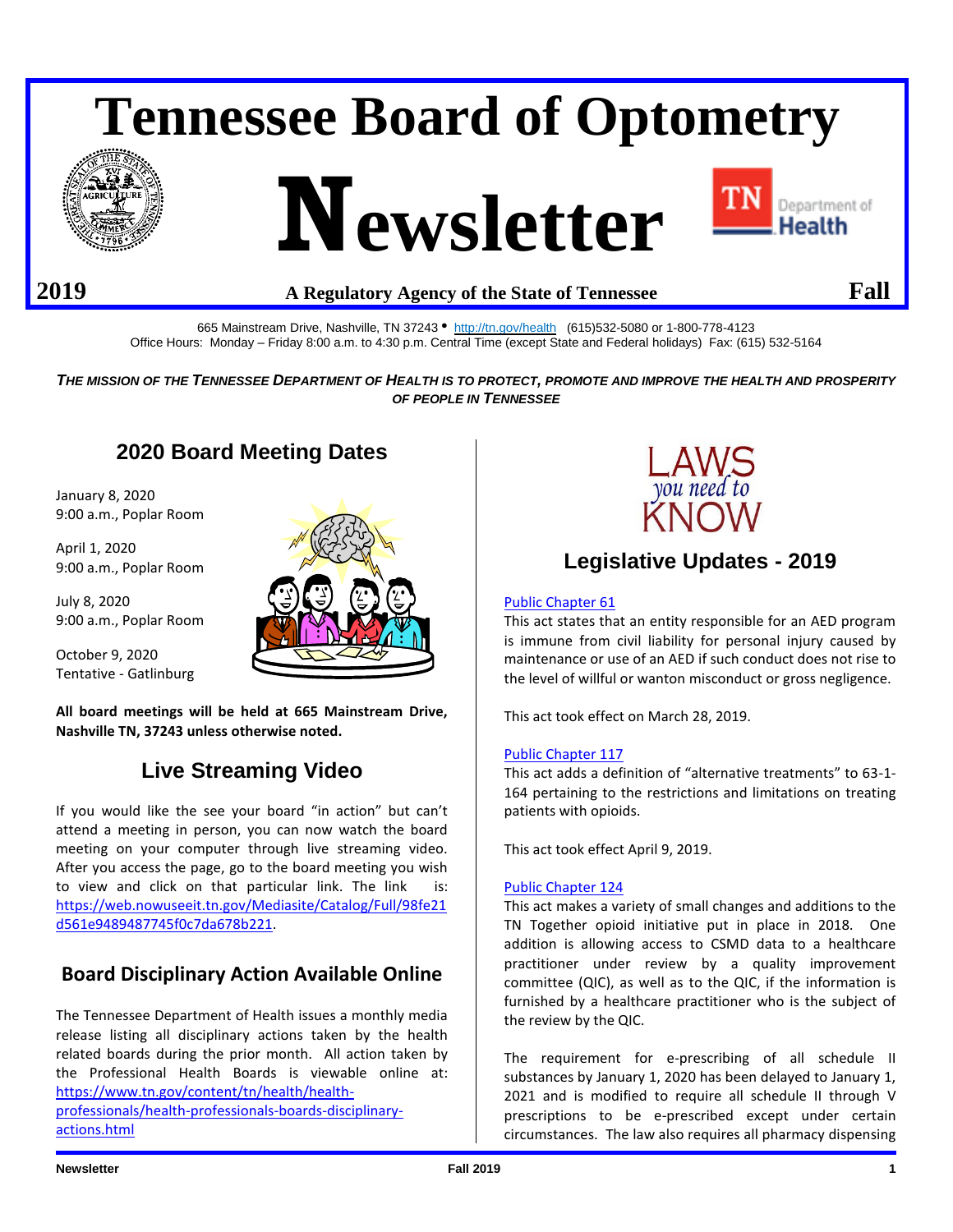# Tennessee Board of Optometry

# Newsletter

**2019** **A Regulatory Agency of the State of Tennessee** **Fall**

665 Mainstream Drive, Nashville, TN 37243 • http://tn.gov/health (615)532-5080 or 1-800-778-4123
Office Hours: Monday – Friday 8:00 a.m. to 4:30 p.m. Central Time (except State and Federal holidays) Fax: (615) 532-5164

***THE MISSION OF THE TENNESSEE DEPARTMENT OF HEALTH IS TO PROTECT, PROMOTE AND IMPROVE THE HEALTH AND PROSPERITY OF PEOPLE IN TENNESSEE***

## 2020 Board Meeting Dates

January 8, 2020
9:00 a.m., Poplar Room

April 1, 2020
9:00 a.m., Poplar Room

July 8, 2020
9:00 a.m., Poplar Room

October 9, 2020
Tentative - Gatlinburg

**All board meetings will be held at 665 Mainstream Drive, Nashville TN, 37243 unless otherwise noted.**

## Live Streaming Video

If you would like the see your board "in action" but can't attend a meeting in person, you can now watch the board meeting on your computer through live streaming video. After you access the page, go to the board meeting you wish to view and click on that particular link. The link is: https://web.nowuseeit.tn.gov/Mediasite/Catalog/Full/98fe21d561e9489487745f0c7da678b221.

## Board Disciplinary Action Available Online

The Tennessee Department of Health issues a monthly media release listing all disciplinary actions taken by the health related boards during the prior month. All action taken by the Professional Health Boards is viewable online at: https://www.tn.gov/content/tn/health/health-professionals/health-professionals-boards-disciplinary-actions.html

LAWS you need to KNOW

## Legislative Updates - 2019

Public Chapter 61
This act states that an entity responsible for an AED program is immune from civil liability for personal injury caused by maintenance or use of an AED if such conduct does not rise to the level of willful or wanton misconduct or gross negligence.

This act took effect on March 28, 2019.

Public Chapter 117
This act adds a definition of "alternative treatments" to 63-1-164 pertaining to the restrictions and limitations on treating patients with opioids.

This act took effect April 9, 2019.

Public Chapter 124
This act makes a variety of small changes and additions to the TN Together opioid initiative put in place in 2018. One addition is allowing access to CSMD data to a healthcare practitioner under review by a quality improvement committee (QIC), as well as to the QIC, if the information is furnished by a healthcare practitioner who is the subject of the review by the QIC.

The requirement for e-prescribing of all schedule II substances by January 1, 2020 has been delayed to January 1, 2021 and is modified to require all schedule II through V prescriptions to be e-prescribed except under certain circumstances. The law also requires all pharmacy dispensing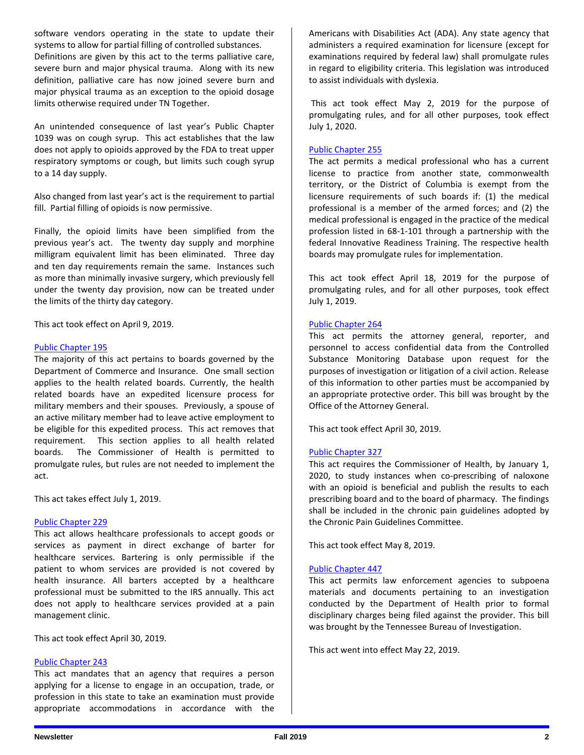software vendors operating in the state to update their systems to allow for partial filling of controlled substances. Definitions are given by this act to the terms palliative care, severe burn and major physical trauma. Along with its new definition, palliative care has now joined severe burn and major physical trauma as an exception to the opioid dosage limits otherwise required under TN Together.

An unintended consequence of last year's Public Chapter 1039 was on cough syrup. This act establishes that the law does not apply to opioids approved by the FDA to treat upper respiratory symptoms or cough, but limits such cough syrup to a 14 day supply.

Also changed from last year's act is the requirement to partial fill. Partial filling of opioids is now permissive.

Finally, the opioid limits have been simplified from the previous year's act. The twenty day supply and morphine milligram equivalent limit has been eliminated. Three day and ten day requirements remain the same. Instances such as more than minimally invasive surgery, which previously fell under the twenty day provision, now can be treated under the limits of the thirty day category.

This act took effect on April 9, 2019.

[Public Chapter 195]

The majority of this act pertains to boards governed by the Department of Commerce and Insurance. One small section applies to the health related boards. Currently, the health related boards have an expedited licensure process for military members and their spouses. Previously, a spouse of an active military member had to leave active employment to be eligible for this expedited process. This act removes that requirement. This section applies to all health related boards. The Commissioner of Health is permitted to promulgate rules, but rules are not needed to implement the act.

This act takes effect July 1, 2019.

[Public Chapter 229]

This act allows healthcare professionals to accept goods or services as payment in direct exchange of barter for healthcare services. Bartering is only permissible if the patient to whom services are provided is not covered by health insurance. All barters accepted by a healthcare professional must be submitted to the IRS annually. This act does not apply to healthcare services provided at a pain management clinic.

This act took effect April 30, 2019.

[Public Chapter 243]

This act mandates that an agency that requires a person applying for a license to engage in an occupation, trade, or profession in this state to take an examination must provide appropriate accommodations in accordance with the Americans with Disabilities Act (ADA). Any state agency that administers a required examination for licensure (except for examinations required by federal law) shall promulgate rules in regard to eligibility criteria. This legislation was introduced to assist individuals with dyslexia.

This act took effect May 2, 2019 for the purpose of promulgating rules, and for all other purposes, took effect July 1, 2020.

[Public Chapter 255]

The act permits a medical professional who has a current license to practice from another state, commonwealth territory, or the District of Columbia is exempt from the licensure requirements of such boards if: (1) the medical professional is a member of the armed forces; and (2) the medical professional is engaged in the practice of the medical profession listed in 68-1-101 through a partnership with the federal Innovative Readiness Training. The respective health boards may promulgate rules for implementation.

This act took effect April 18, 2019 for the purpose of promulgating rules, and for all other purposes, took effect July 1, 2019.

[Public Chapter 264]

This act permits the attorney general, reporter, and personnel to access confidential data from the Controlled Substance Monitoring Database upon request for the purposes of investigation or litigation of a civil action. Release of this information to other parties must be accompanied by an appropriate protective order. This bill was brought by the Office of the Attorney General.

This act took effect April 30, 2019.

[Public Chapter 327]

This act requires the Commissioner of Health, by January 1, 2020, to study instances when co-prescribing of naloxone with an opioid is beneficial and publish the results to each prescribing board and to the board of pharmacy. The findings shall be included in the chronic pain guidelines adopted by the Chronic Pain Guidelines Committee.

This act took effect May 8, 2019.

[Public Chapter 447]

This act permits law enforcement agencies to subpoena materials and documents pertaining to an investigation conducted by the Department of Health prior to formal disciplinary charges being filed against the provider. This bill was brought by the Tennessee Bureau of Investigation.

This act went into effect May 22, 2019.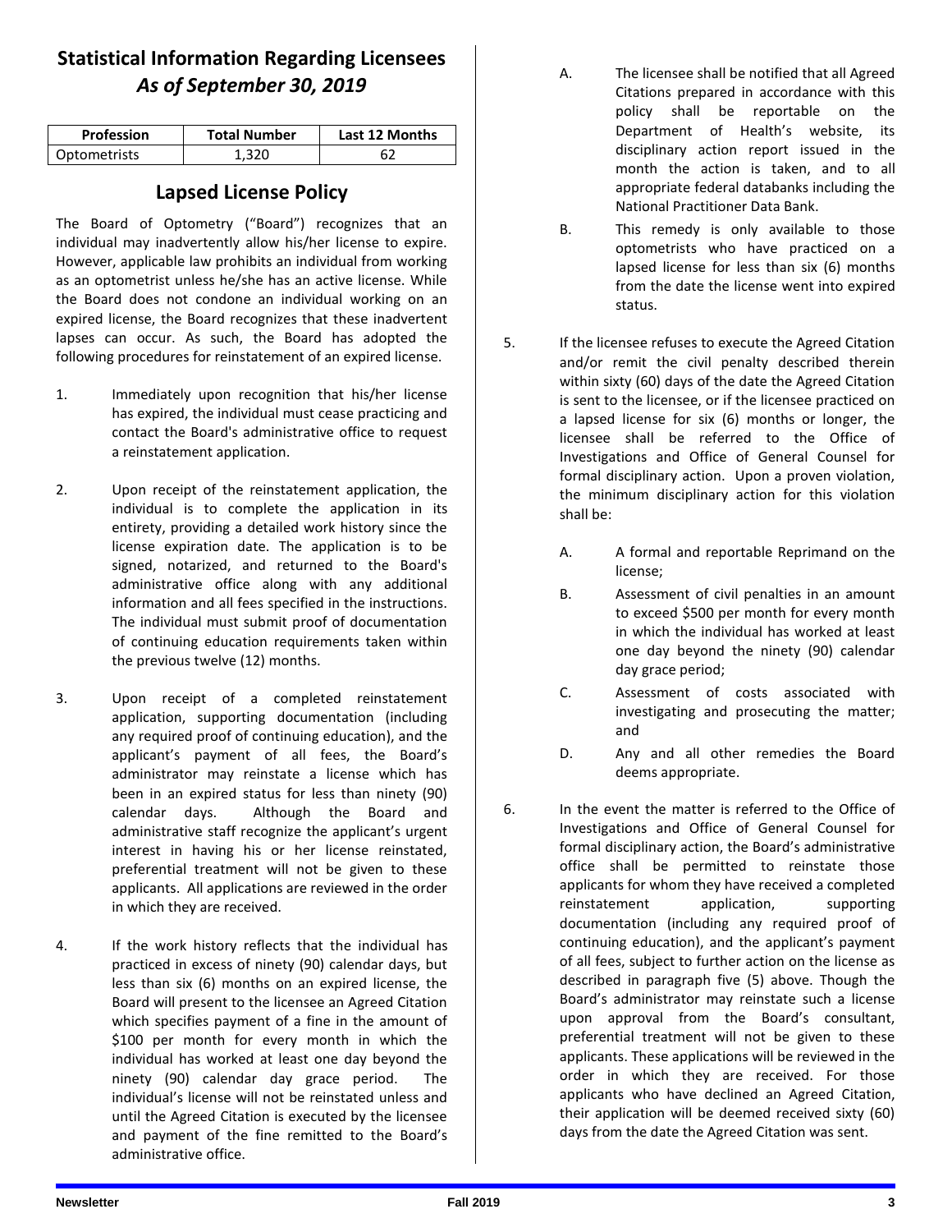## Statistical Information Regarding Licensees
### *As of September 30, 2019*

| Profession | Total Number | Last 12 Months |
|---|---|---|
| Optometrists | 1,320 | 62 |

## Lapsed License Policy

The Board of Optometry ("Board") recognizes that an individual may inadvertently allow his/her license to expire. However, applicable law prohibits an individual from working as an optometrist unless he/she has an active license. While the Board does not condone an individual working on an expired license, the Board recognizes that these inadvertent lapses can occur. As such, the Board has adopted the following procedures for reinstatement of an expired license.

1. Immediately upon recognition that his/her license has expired, the individual must cease practicing and contact the Board's administrative office to request a reinstatement application.

2. Upon receipt of the reinstatement application, the individual is to complete the application in its entirety, providing a detailed work history since the license expiration date. The application is to be signed, notarized, and returned to the Board's administrative office along with any additional information and all fees specified in the instructions. The individual must submit proof of documentation of continuing education requirements taken within the previous twelve (12) months.

3. Upon receipt of a completed reinstatement application, supporting documentation (including any required proof of continuing education), and the applicant's payment of all fees, the Board's administrator may reinstate a license which has been in an expired status for less than ninety (90) calendar days. Although the Board and administrative staff recognize the applicant's urgent interest in having his or her license reinstated, preferential treatment will not be given to these applicants. All applications are reviewed in the order in which they are received.

4. If the work history reflects that the individual has practiced in excess of ninety (90) calendar days, but less than six (6) months on an expired license, the Board will present to the licensee an Agreed Citation which specifies payment of a fine in the amount of $100 per month for every month in which the individual has worked at least one day beyond the ninety (90) calendar day grace period. The individual's license will not be reinstated unless and until the Agreed Citation is executed by the licensee and payment of the fine remitted to the Board's administrative office.

   A. The licensee shall be notified that all Agreed Citations prepared in accordance with this policy shall be reportable on the Department of Health's website, its disciplinary action report issued in the month the action is taken, and to all appropriate federal databanks including the National Practitioner Data Bank.

   B. This remedy is only available to those optometrists who have practiced on a lapsed license for less than six (6) months from the date the license went into expired status.

5. If the licensee refuses to execute the Agreed Citation and/or remit the civil penalty described therein within sixty (60) days of the date the Agreed Citation is sent to the licensee, or if the licensee practiced on a lapsed license for six (6) months or longer, the licensee shall be referred to the Office of Investigations and Office of General Counsel for formal disciplinary action. Upon a proven violation, the minimum disciplinary action for this violation shall be:

   A. A formal and reportable Reprimand on the license;

   B. Assessment of civil penalties in an amount to exceed $500 per month for every month in which the individual has worked at least one day beyond the ninety (90) calendar day grace period;

   C. Assessment of costs associated with investigating and prosecuting the matter; and

   D. Any and all other remedies the Board deems appropriate.

6. In the event the matter is referred to the Office of Investigations and Office of General Counsel for formal disciplinary action, the Board's administrative office shall be permitted to reinstate those applicants for whom they have received a completed reinstatement application, supporting documentation (including any required proof of continuing education), and the applicant's payment of all fees, subject to further action on the license as described in paragraph five (5) above. Though the Board's administrator may reinstate such a license upon approval from the Board's consultant, preferential treatment will not be given to these applicants. These applications will be reviewed in the order in which they are received. For those applicants who have declined an Agreed Citation, their application will be deemed received sixty (60) days from the date the Agreed Citation was sent.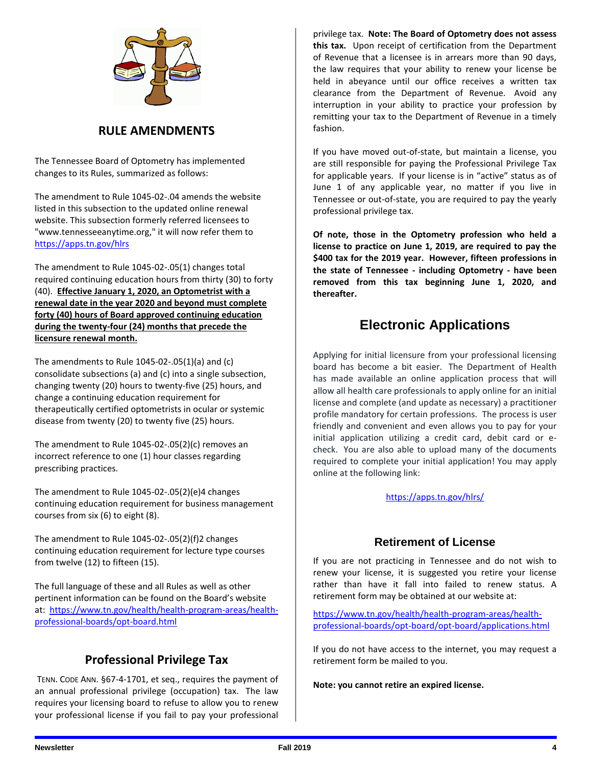## RULE AMENDMENTS

The Tennessee Board of Optometry has implemented changes to its Rules, summarized as follows:

The amendment to Rule 1045-02-.04 amends the website listed in this subsection to the updated online renewal website. This subsection formerly referred licensees to "www.tennesseeanytime.org," it will now refer them to https://apps.tn.gov/hlrs

The amendment to Rule 1045-02-.05(1) changes total required continuing education hours from thirty (30) to forty (40). **Effective January 1, 2020, an Optometrist with a renewal date in the year 2020 and beyond must complete forty (40) hours of Board approved continuing education during the twenty-four (24) months that precede the licensure renewal month.**

The amendments to Rule 1045-02-.05(1)(a) and (c) consolidate subsections (a) and (c) into a single subsection, changing twenty (20) hours to twenty-five (25) hours, and change a continuing education requirement for therapeutically certified optometrists in ocular or systemic disease from twenty (20) to twenty five (25) hours.

The amendment to Rule 1045-02-.05(2)(c) removes an incorrect reference to one (1) hour classes regarding prescribing practices.

The amendment to Rule 1045-02-.05(2)(e)4 changes continuing education requirement for business management courses from six (6) to eight (8).

The amendment to Rule 1045-02-.05(2)(f)2 changes continuing education requirement for lecture type courses from twelve (12) to fifteen (15).

The full language of these and all Rules as well as other pertinent information can be found on the Board's website at: https://www.tn.gov/health/health-program-areas/health-professional-boards/opt-board.html

## Professional Privilege Tax

TENN. CODE ANN. §67-4-1701, et seq., requires the payment of an annual professional privilege (occupation) tax. The law requires your licensing board to refuse to allow you to renew your professional license if you fail to pay your professional privilege tax. **Note: The Board of Optometry does not assess this tax.** Upon receipt of certification from the Department of Revenue that a licensee is in arrears more than 90 days, the law requires that your ability to renew your license be held in abeyance until our office receives a written tax clearance from the Department of Revenue. Avoid any interruption in your ability to practice your profession by remitting your tax to the Department of Revenue in a timely fashion.

If you have moved out-of-state, but maintain a license, you are still responsible for paying the Professional Privilege Tax for applicable years. If your license is in "active" status as of June 1 of any applicable year, no matter if you live in Tennessee or out-of-state, you are required to pay the yearly professional privilege tax.

**Of note, those in the Optometry profession who held a license to practice on June 1, 2019, are required to pay the $400 tax for the 2019 year. However, fifteen professions in the state of Tennessee - including Optometry - have been removed from this tax beginning June 1, 2020, and thereafter.**

## Electronic Applications

Applying for initial licensure from your professional licensing board has become a bit easier. The Department of Health has made available an online application process that will allow all health care professionals to apply online for an initial license and complete (and update as necessary) a practitioner profile mandatory for certain professions. The process is user friendly and convenient and even allows you to pay for your initial application utilizing a credit card, debit card or e-check. You are also able to upload many of the documents required to complete your initial application! You may apply online at the following link:

https://apps.tn.gov/hlrs/

### Retirement of License

If you are not practicing in Tennessee and do not wish to renew your license, it is suggested you retire your license rather than have it fall into failed to renew status. A retirement form may be obtained at our website at:

https://www.tn.gov/health/health-program-areas/health-professional-boards/opt-board/opt-board/applications.html

If you do not have access to the internet, you may request a retirement form be mailed to you.

**Note: you cannot retire an expired license.**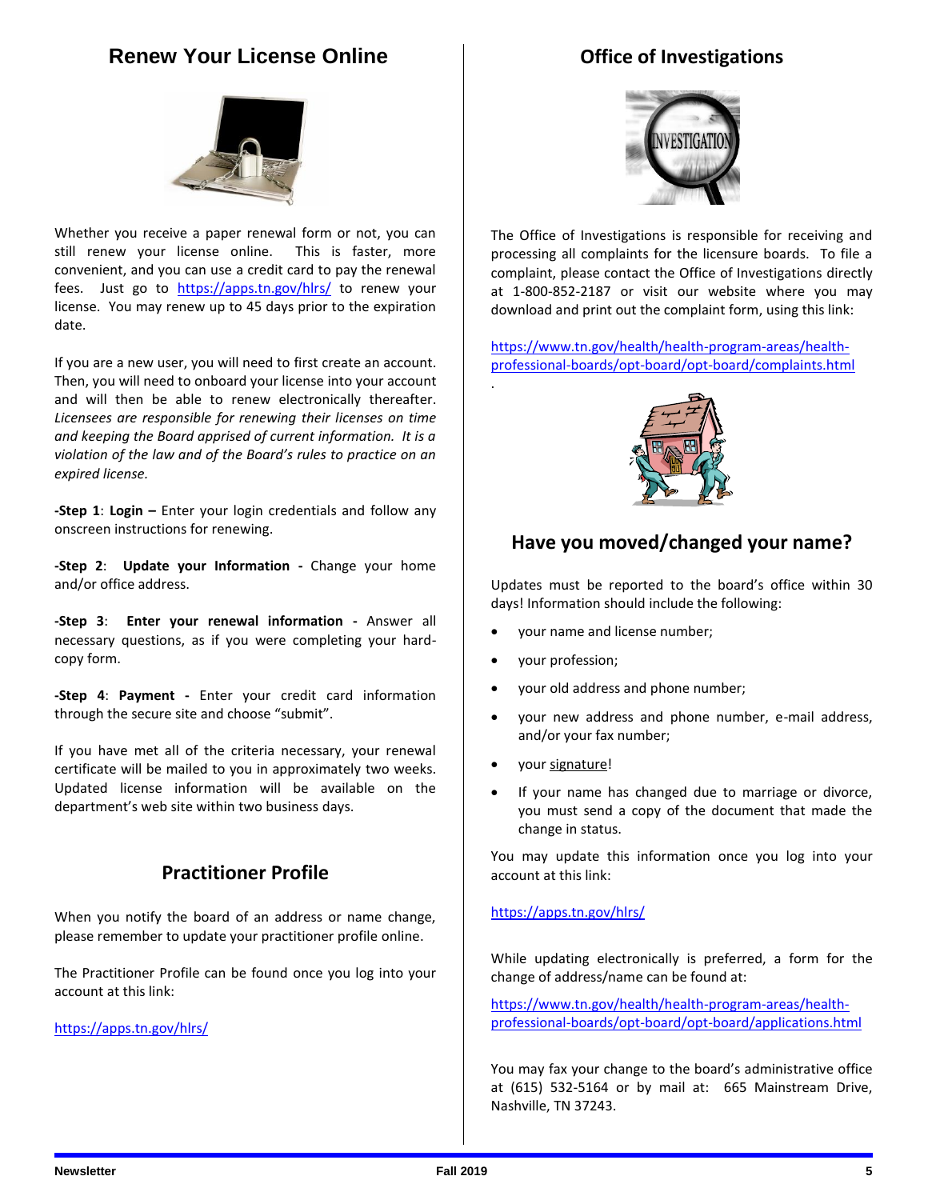## Renew Your License Online

Whether you receive a paper renewal form or not, you can still renew your license online. This is faster, more convenient, and you can use a credit card to pay the renewal fees. Just go to https://apps.tn.gov/hlrs/ to renew your license. You may renew up to 45 days prior to the expiration date.

If you are a new user, you will need to first create an account. Then, you will need to onboard your license into your account and will then be able to renew electronically thereafter. *Licensees are responsible for renewing their licenses on time and keeping the Board apprised of current information. It is a violation of the law and of the Board's rules to practice on an expired license.*

**-Step 1**: **Login –** Enter your login credentials and follow any onscreen instructions for renewing.

**-Step 2**: **Update your Information -** Change your home and/or office address.

**-Step 3**: **Enter your renewal information -** Answer all necessary questions, as if you were completing your hard-copy form.

**-Step 4**: **Payment -** Enter your credit card information through the secure site and choose "submit".

If you have met all of the criteria necessary, your renewal certificate will be mailed to you in approximately two weeks. Updated license information will be available on the department's web site within two business days.

## Practitioner Profile

When you notify the board of an address or name change, please remember to update your practitioner profile online.

The Practitioner Profile can be found once you log into your account at this link:

https://apps.tn.gov/hlrs/

## Office of Investigations

The Office of Investigations is responsible for receiving and processing all complaints for the licensure boards. To file a complaint, please contact the Office of Investigations directly at 1-800-852-2187 or visit our website where you may download and print out the complaint form, using this link:

https://www.tn.gov/health/health-program-areas/health-professional-boards/opt-board/opt-board/complaints.html

## Have you moved/changed your name?

Updates must be reported to the board's office within 30 days! Information should include the following:

- your name and license number;
- your profession;
- your old address and phone number;
- your new address and phone number, e-mail address, and/or your fax number;
- your signature!
- If your name has changed due to marriage or divorce, you must send a copy of the document that made the change in status.

You may update this information once you log into your account at this link:

https://apps.tn.gov/hlrs/

While updating electronically is preferred, a form for the change of address/name can be found at:

https://www.tn.gov/health/health-program-areas/health-professional-boards/opt-board/opt-board/applications.html

You may fax your change to the board's administrative office at (615) 532-5164 or by mail at: 665 Mainstream Drive, Nashville, TN 37243.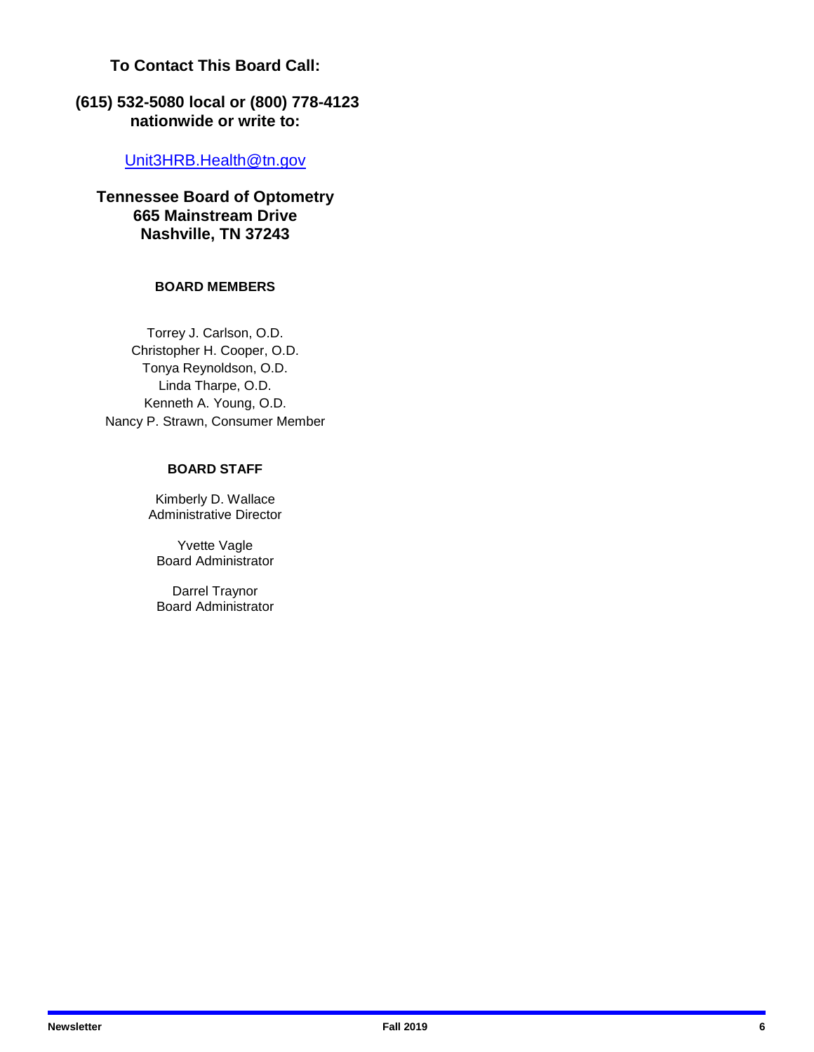**To Contact This Board Call:**

**(615) 532-5080 local or (800) 778-4123 nationwide or write to:**

Unit3HRB.Health@tn.gov

**Tennessee Board of Optometry**
**665 Mainstream Drive**
**Nashville, TN 37243**

**BOARD MEMBERS**

Torrey J. Carlson, O.D.
Christopher H. Cooper, O.D.
Tonya Reynoldson, O.D.
Linda Tharpe, O.D.
Kenneth A. Young, O.D.
Nancy P. Strawn, Consumer Member

**BOARD STAFF**

Kimberly D. Wallace
Administrative Director

Yvette Vagle
Board Administrator

Darrel Traynor
Board Administrator